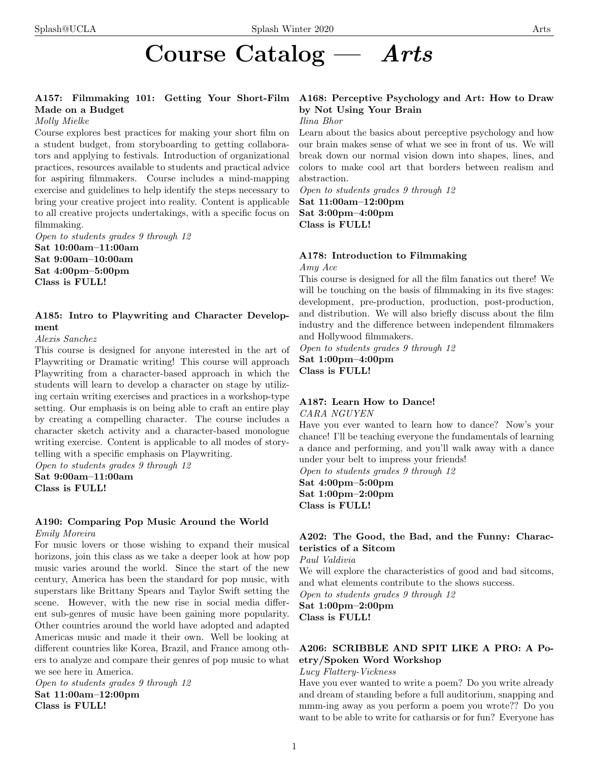# Course Catalog — *Arts*

### A157: Filmmaking 101: Getting Your Short-Film Made on a Budget

*Molly Mielke*

Course explores best practices for making your short film on a student budget, from storyboarding to getting collaborators and applying to festivals. Introduction of organizational practices, resources available to students and practical advice for aspiring filmmakers. Course includes a mind-mapping exercise and guidelines to help identify the steps necessary to bring your creative project into reality. Content is applicable to all creative projects undertakings, with a specific focus on filmmaking.

*Open to students grades 9 through 12*

**Sat 10:00am–11:00am**
**Sat 9:00am–10:00am**
**Sat 4:00pm–5:00pm**
**Class is FULL!**

### A185: Intro to Playwriting and Character Development

*Alexis Sanchez*

This course is designed for anyone interested in the art of Playwriting or Dramatic writing! This course will approach Playwriting from a character-based approach in which the students will learn to develop a character on stage by utilizing certain writing exercises and practices in a workshop-type setting. Our emphasis is on being able to craft an entire play by creating a compelling character. The course includes a character sketch activity and a character-based monologue writing exercise. Content is applicable to all modes of storytelling with a specific emphasis on Playwriting.

*Open to students grades 9 through 12*

**Sat 9:00am–11:00am**
**Class is FULL!**

### A190: Comparing Pop Music Around the World

*Emily Moreira*

For music lovers or those wishing to expand their musical horizons, join this class as we take a deeper look at how pop music varies around the world. Since the start of the new century, America has been the standard for pop music, with superstars like Brittany Spears and Taylor Swift setting the scene. However, with the new rise in social media different sub-genres of music have been gaining more popularity. Other countries around the world have adopted and adapted Americas music and made it their own. Well be looking at different countries like Korea, Brazil, and France among others to analyze and compare their genres of pop music to what we see here in America.

*Open to students grades 9 through 12*

**Sat 11:00am–12:00pm**
**Class is FULL!**

### A168: Perceptive Psychology and Art: How to Draw by Not Using Your Brain

*Ilina Bhor*

Learn about the basics about perceptive psychology and how our brain makes sense of what we see in front of us. We will break down our normal vision down into shapes, lines, and colors to make cool art that borders between realism and abstraction.

*Open to students grades 9 through 12*

**Sat 11:00am–12:00pm**
**Sat 3:00pm–4:00pm**
**Class is FULL!**

### A178: Introduction to Filmmaking

*Amy Ace*

This course is designed for all the film fanatics out there! We will be touching on the basis of filmmaking in its five stages: development, pre-production, production, post-production, and distribution. We will also briefly discuss about the film industry and the difference between independent filmmakers and Hollywood filmmakers.

*Open to students grades 9 through 12*

**Sat 1:00pm–4:00pm**
**Class is FULL!**

### A187: Learn How to Dance!

*CARA NGUYEN*

Have you ever wanted to learn how to dance? Now's your chance! I'll be teaching everyone the fundamentals of learning a dance and performing, and you'll walk away with a dance under your belt to impress your friends!

*Open to students grades 9 through 12*

**Sat 4:00pm–5:00pm**
**Sat 1:00pm–2:00pm**
**Class is FULL!**

### A202: The Good, the Bad, and the Funny: Characteristics of a Sitcom

*Paul Valdivia*

We will explore the characteristics of good and bad sitcoms, and what elements contribute to the shows success.

*Open to students grades 9 through 12*

**Sat 1:00pm–2:00pm**
**Class is FULL!**

### A206: SCRIBBLE AND SPIT LIKE A PRO: A Poetry/Spoken Word Workshop

*Lucy Flattery-Vickness*

Have you ever wanted to write a poem? Do you write already and dream of standing before a full auditorium, snapping and mmm-ing away as you perform a poem you wrote?? Do you want to be able to write for catharsis or for fun? Everyone has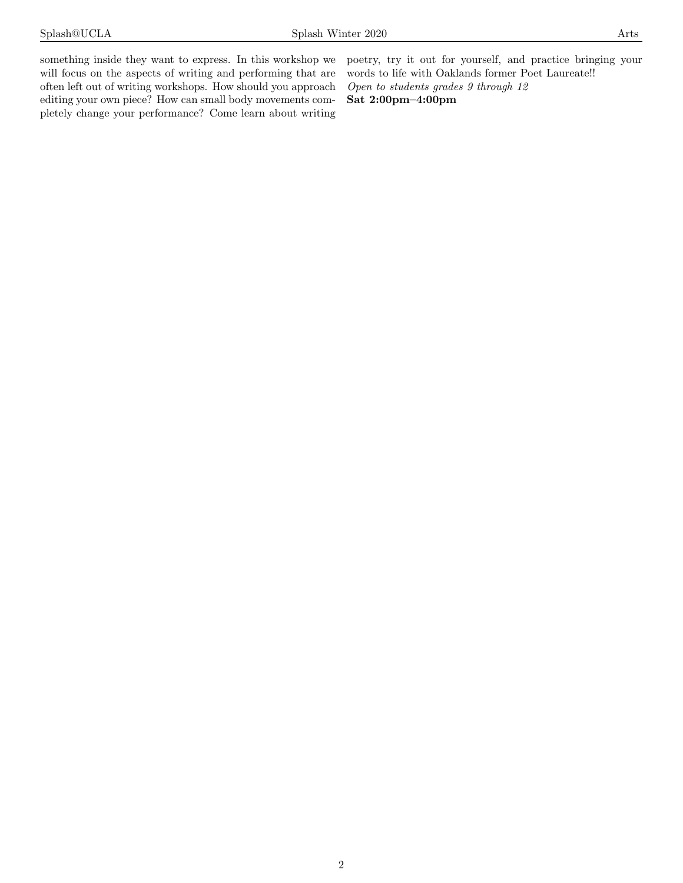something inside they want to express. In this workshop we will focus on the aspects of writing and performing that are often left out of writing workshops. How should you approach editing your own piece? How can small body movements completely change your performance? Come learn about writing poetry, try it out for yourself, and practice bringing your words to life with Oaklands former Poet Laureate!!

*Open to students grades 9 through 12*

**Sat 2:00pm–4:00pm**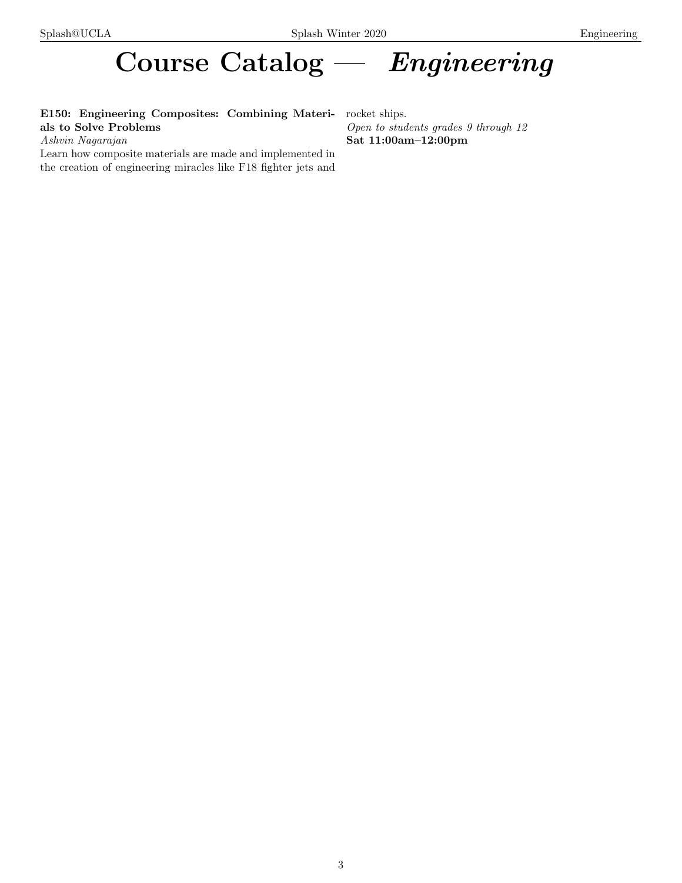# Course Catalog — *Engineering*

**E150: Engineering Composites: Combining Materials to Solve Problems**
*Ashvin Nagarajan*
Learn how composite materials are made and implemented in the creation of engineering miracles like F18 fighter jets and rocket ships.
*Open to students grades 9 through 12*
**Sat 11:00am–12:00pm**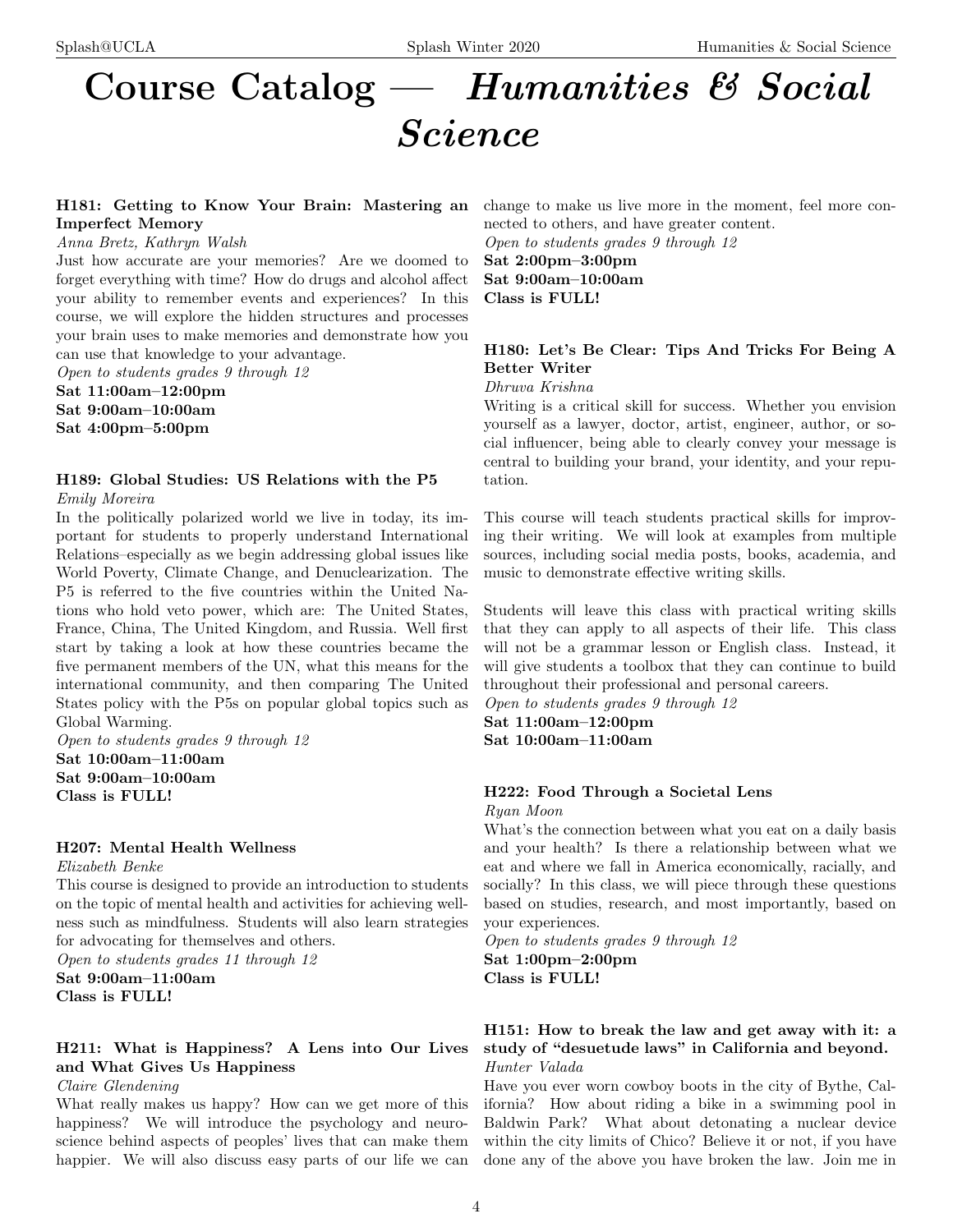# Course Catalog — *Humanities & Social Science*

### H181: Getting to Know Your Brain: Mastering an Imperfect Memory

*Anna Bretz, Kathryn Walsh*

Just how accurate are your memories? Are we doomed to forget everything with time? How do drugs and alcohol affect your ability to remember events and experiences? In this course, we will explore the hidden structures and processes your brain uses to make memories and demonstrate how you can use that knowledge to your advantage.

*Open to students grades 9 through 12*

**Sat 11:00am–12:00pm**
**Sat 9:00am–10:00am**
**Sat 4:00pm–5:00pm**

### H189: Global Studies: US Relations with the P5

*Emily Moreira*

In the politically polarized world we live in today, its important for students to properly understand International Relations–especially as we begin addressing global issues like World Poverty, Climate Change, and Denuclearization. The P5 is referred to the five countries within the United Nations who hold veto power, which are: The United States, France, China, The United Kingdom, and Russia. Well first start by taking a look at how these countries became the five permanent members of the UN, what this means for the international community, and then comparing The United States policy with the P5s on popular global topics such as Global Warming.

*Open to students grades 9 through 12*

**Sat 10:00am–11:00am**
**Sat 9:00am–10:00am**
**Class is FULL!**

### H207: Mental Health Wellness

*Elizabeth Benke*

This course is designed to provide an introduction to students on the topic of mental health and activities for achieving wellness such as mindfulness. Students will also learn strategies for advocating for themselves and others.

*Open to students grades 11 through 12*

**Sat 9:00am–11:00am**
**Class is FULL!**

### H211: What is Happiness? A Lens into Our Lives and What Gives Us Happiness

*Claire Glendening*

What really makes us happy? How can we get more of this happiness? We will introduce the psychology and neuroscience behind aspects of peoples' lives that can make them happier. We will also discuss easy parts of our life we can change to make us live more in the moment, feel more connected to others, and have greater content.

*Open to students grades 9 through 12*

**Sat 2:00pm–3:00pm**
**Sat 9:00am–10:00am**
**Class is FULL!**

### H180: Let's Be Clear: Tips And Tricks For Being A Better Writer

*Dhruva Krishna*

Writing is a critical skill for success. Whether you envision yourself as a lawyer, doctor, artist, engineer, author, or social influencer, being able to clearly convey your message is central to building your brand, your identity, and your reputation.

This course will teach students practical skills for improving their writing. We will look at examples from multiple sources, including social media posts, books, academia, and music to demonstrate effective writing skills.

Students will leave this class with practical writing skills that they can apply to all aspects of their life. This class will not be a grammar lesson or English class. Instead, it will give students a toolbox that they can continue to build throughout their professional and personal careers.

*Open to students grades 9 through 12*

**Sat 11:00am–12:00pm**
**Sat 10:00am–11:00am**

### H222: Food Through a Societal Lens

*Ryan Moon*

What's the connection between what you eat on a daily basis and your health? Is there a relationship between what we eat and where we fall in America economically, racially, and socially? In this class, we will piece through these questions based on studies, research, and most importantly, based on your experiences.

*Open to students grades 9 through 12*

**Sat 1:00pm–2:00pm**
**Class is FULL!**

### H151: How to break the law and get away with it: a study of "desuetude laws" in California and beyond.

*Hunter Valada*

Have you ever worn cowboy boots in the city of Bythe, California? How about riding a bike in a swimming pool in Baldwin Park? What about detonating a nuclear device within the city limits of Chico? Believe it or not, if you have done any of the above you have broken the law. Join me in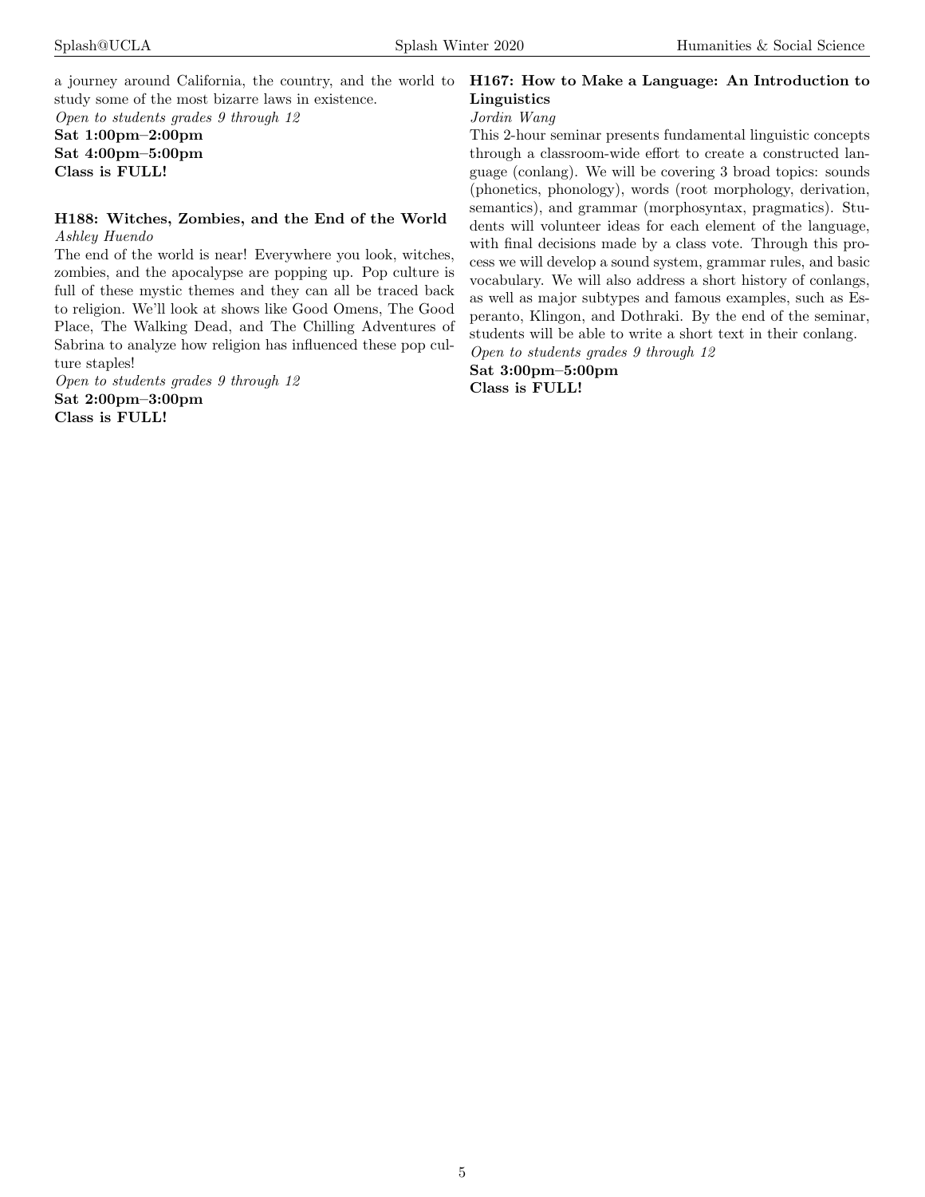a journey around California, the country, and the world to study some of the most bizarre laws in existence.

*Open to students grades 9 through 12*

**Sat 1:00pm–2:00pm**

**Sat 4:00pm–5:00pm**

**Class is FULL!**

### H188: Witches, Zombies, and the End of the World

*Ashley Huendo*

The end of the world is near! Everywhere you look, witches, zombies, and the apocalypse are popping up. Pop culture is full of these mystic themes and they can all be traced back to religion. We'll look at shows like Good Omens, The Good Place, The Walking Dead, and The Chilling Adventures of Sabrina to analyze how religion has influenced these pop culture staples!

*Open to students grades 9 through 12*

**Sat 2:00pm–3:00pm**

**Class is FULL!**

### H167: How to Make a Language: An Introduction to Linguistics

*Jordin Wang*

This 2-hour seminar presents fundamental linguistic concepts through a classroom-wide effort to create a constructed language (conlang). We will be covering 3 broad topics: sounds (phonetics, phonology), words (root morphology, derivation, semantics), and grammar (morphosyntax, pragmatics). Students will volunteer ideas for each element of the language, with final decisions made by a class vote. Through this process we will develop a sound system, grammar rules, and basic vocabulary. We will also address a short history of conlangs, as well as major subtypes and famous examples, such as Esperanto, Klingon, and Dothraki. By the end of the seminar, students will be able to write a short text in their conlang.

*Open to students grades 9 through 12*

**Sat 3:00pm–5:00pm**

**Class is FULL!**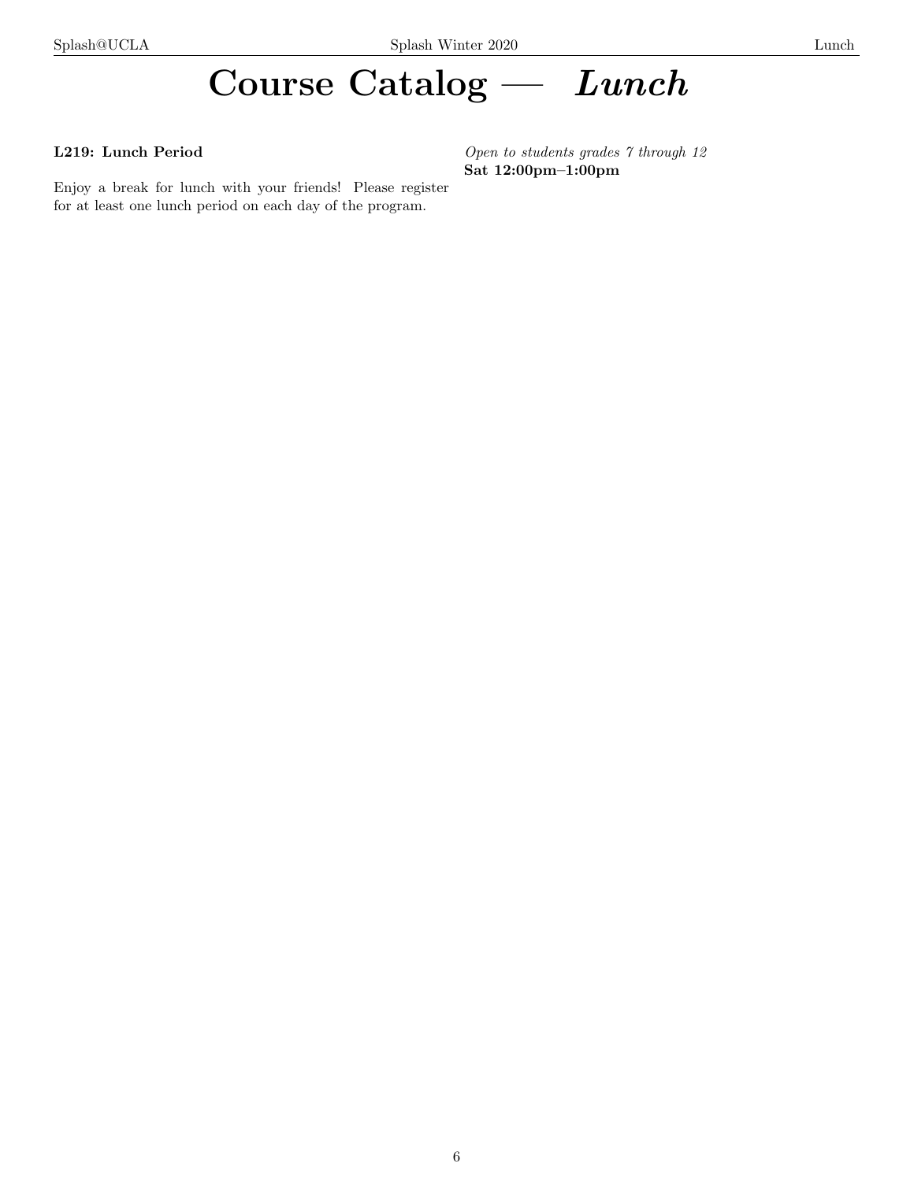# Course Catalog — *Lunch*

**L219: Lunch Period**

*Open to students grades 7 through 12*
**Sat 12:00pm–1:00pm**

Enjoy a break for lunch with your friends! Please register for at least one lunch period on each day of the program.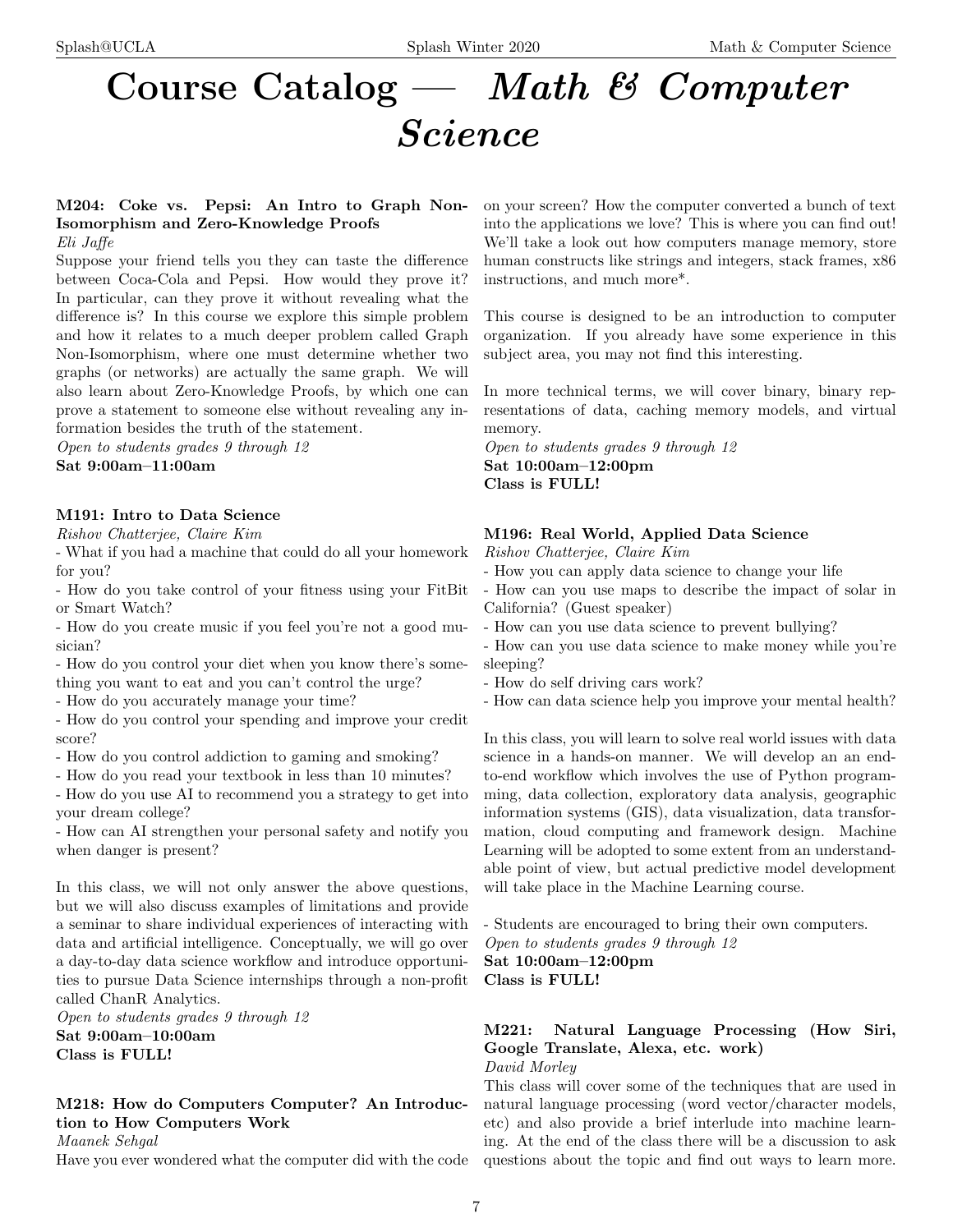# Course Catalog — *Math & Computer Science*

### M204: Coke vs. Pepsi: An Intro to Graph Non-Isomorphism and Zero-Knowledge Proofs

*Eli Jaffe*

Suppose your friend tells you they can taste the difference between Coca-Cola and Pepsi. How would they prove it? In particular, can they prove it without revealing what the difference is? In this course we explore this simple problem and how it relates to a much deeper problem called Graph Non-Isomorphism, where one must determine whether two graphs (or networks) are actually the same graph. We will also learn about Zero-Knowledge Proofs, by which one can prove a statement to someone else without revealing any information besides the truth of the statement.

*Open to students grades 9 through 12*

**Sat 9:00am–11:00am**

### M191: Intro to Data Science

*Rishov Chatterjee, Claire Kim*

- What if you had a machine that could do all your homework for you?
- How do you take control of your fitness using your FitBit or Smart Watch?
- How do you create music if you feel you're not a good musician?
- How do you control your diet when you know there's something you want to eat and you can't control the urge?
- How do you accurately manage your time?
- How do you control your spending and improve your credit score?
- How do you control addiction to gaming and smoking?
- How do you read your textbook in less than 10 minutes?
- How do you use AI to recommend you a strategy to get into your dream college?
- How can AI strengthen your personal safety and notify you when danger is present?

In this class, we will not only answer the above questions, but we will also discuss examples of limitations and provide a seminar to share individual experiences of interacting with data and artificial intelligence. Conceptually, we will go over a day-to-day data science workflow and introduce opportunities to pursue Data Science internships through a non-profit called ChanR Analytics.

*Open to students grades 9 through 12*

**Sat 9:00am–10:00am**

**Class is FULL!**

### M218: How do Computers Computer? An Introduction to How Computers Work

*Maanek Sehgal*

Have you ever wondered what the computer did with the code on your screen? How the computer converted a bunch of text into the applications we love? This is where you can find out! We'll take a look out how computers manage memory, store human constructs like strings and integers, stack frames, x86 instructions, and much more*.

This course is designed to be an introduction to computer organization. If you already have some experience in this subject area, you may not find this interesting.

In more technical terms, we will cover binary, binary representations of data, caching memory models, and virtual memory.

*Open to students grades 9 through 12*

**Sat 10:00am–12:00pm**

**Class is FULL!**

### M196: Real World, Applied Data Science

*Rishov Chatterjee, Claire Kim*

- How you can apply data science to change your life
- How can you use maps to describe the impact of solar in California? (Guest speaker)
- How can you use data science to prevent bullying?
- How can you use data science to make money while you're sleeping?
- How do self driving cars work?
- How can data science help you improve your mental health?

In this class, you will learn to solve real world issues with data science in a hands-on manner. We will develop an an end-to-end workflow which involves the use of Python programming, data collection, exploratory data analysis, geographic information systems (GIS), data visualization, data transformation, cloud computing and framework design. Machine Learning will be adopted to some extent from an understandable point of view, but actual predictive model development will take place in the Machine Learning course.

- Students are encouraged to bring their own computers.

*Open to students grades 9 through 12*

**Sat 10:00am–12:00pm**

**Class is FULL!**

### M221: Natural Language Processing (How Siri, Google Translate, Alexa, etc. work)

*David Morley*

This class will cover some of the techniques that are used in natural language processing (word vector/character models, etc) and also provide a brief interlude into machine learning. At the end of the class there will be a discussion to ask questions about the topic and find out ways to learn more.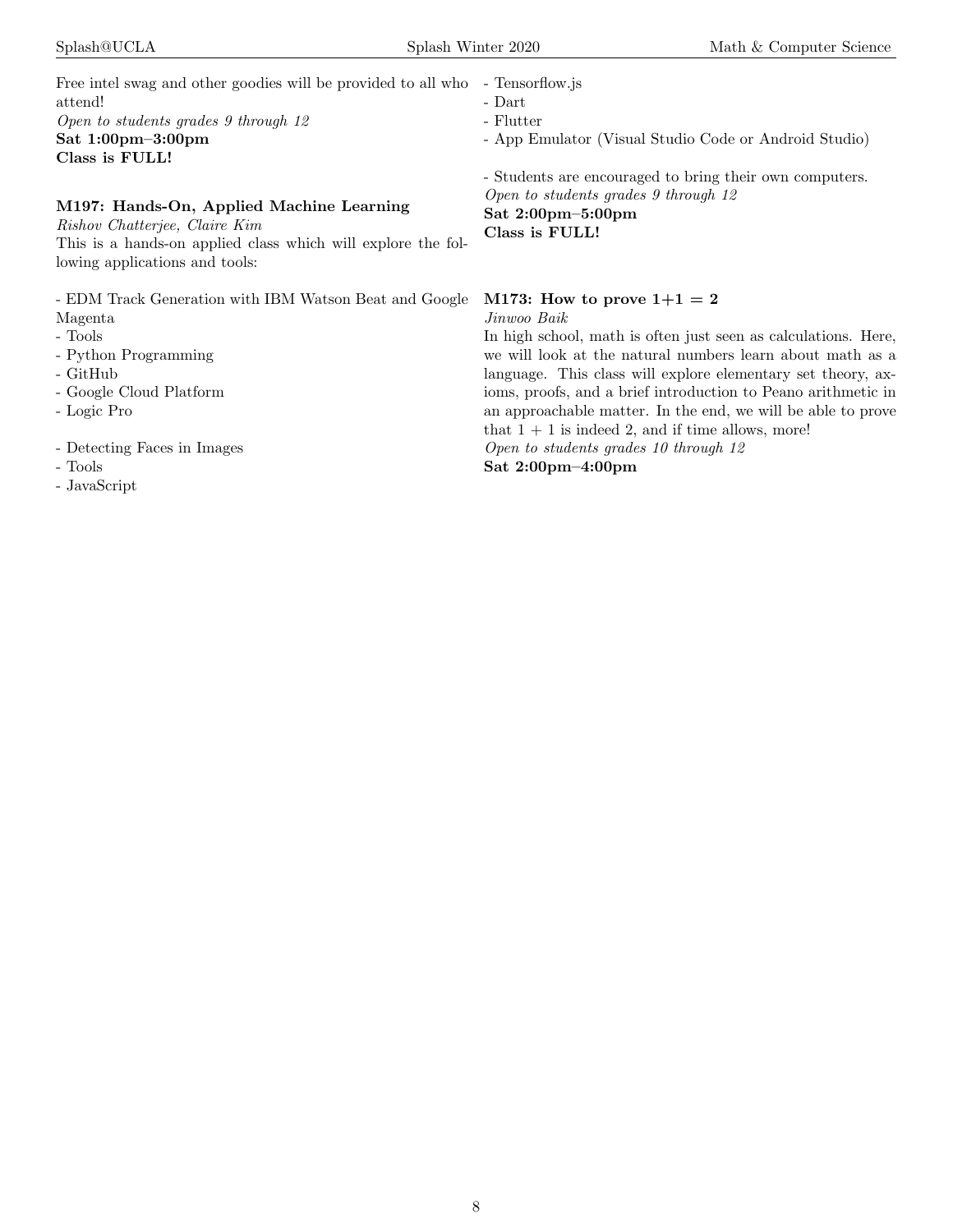Free intel swag and other goodies will be provided to all who attend!

*Open to students grades 9 through 12*

**Sat 1:00pm–3:00pm**

**Class is FULL!**

### M197: Hands-On, Applied Machine Learning

*Rishov Chatterjee, Claire Kim*

This is a hands-on applied class which will explore the following applications and tools:

- EDM Track Generation with IBM Watson Beat and Google Magenta
- Tools
- Python Programming
- GitHub
- Google Cloud Platform
- Logic Pro

- Detecting Faces in Images
- Tools
- JavaScript
- Tensorflow.js
- Dart
- Flutter
- App Emulator (Visual Studio Code or Android Studio)

- Students are encouraged to bring their own computers.

*Open to students grades 9 through 12*

**Sat 2:00pm–5:00pm**

**Class is FULL!**

### M173: How to prove 1+1 = 2

*Jinwoo Baik*

In high school, math is often just seen as calculations. Here, we will look at the natural numbers learn about math as a language. This class will explore elementary set theory, axioms, proofs, and a brief introduction to Peano arithmetic in an approachable matter. In the end, we will be able to prove that $1 + 1$ is indeed 2, and if time allows, more!

*Open to students grades 10 through 12*

**Sat 2:00pm–4:00pm**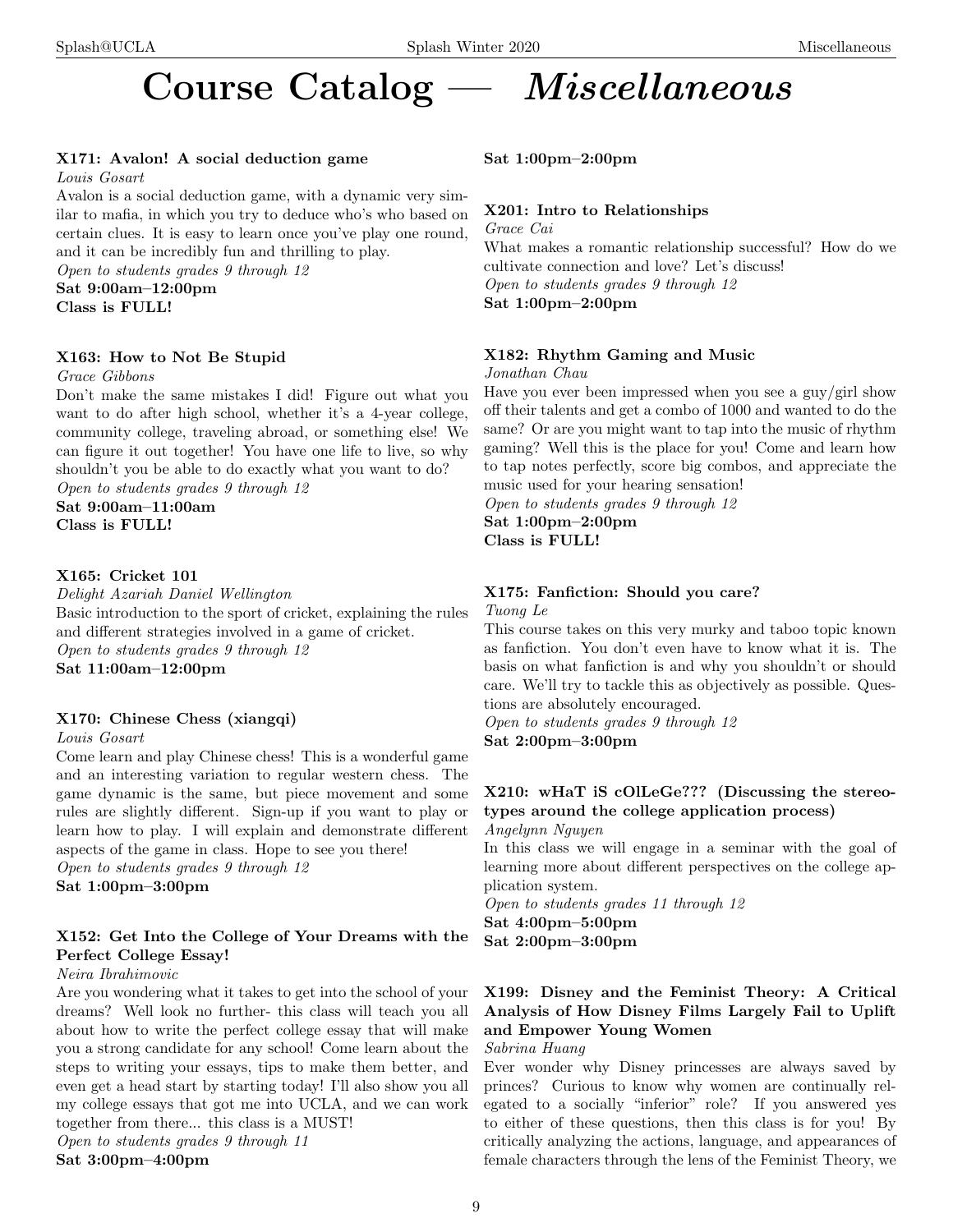# Course Catalog — *Miscellaneous*

**X171: Avalon! A social deduction game**

*Louis Gosart*

Avalon is a social deduction game, with a dynamic very similar to mafia, in which you try to deduce who's who based on certain clues. It is easy to learn once you've play one round, and it can be incredibly fun and thrilling to play.

*Open to students grades 9 through 12*

**Sat 9:00am–12:00pm**

**Class is FULL!**

**X163: How to Not Be Stupid**

*Grace Gibbons*

Don't make the same mistakes I did! Figure out what you want to do after high school, whether it's a 4-year college, community college, traveling abroad, or something else! We can figure it out together! You have one life to live, so why shouldn't you be able to do exactly what you want to do?

*Open to students grades 9 through 12*

**Sat 9:00am–11:00am**

**Class is FULL!**

**X165: Cricket 101**

*Delight Azariah Daniel Wellington*

Basic introduction to the sport of cricket, explaining the rules and different strategies involved in a game of cricket.

*Open to students grades 9 through 12*

**Sat 11:00am–12:00pm**

**X170: Chinese Chess (xiangqi)**

*Louis Gosart*

Come learn and play Chinese chess! This is a wonderful game and an interesting variation to regular western chess. The game dynamic is the same, but piece movement and some rules are slightly different. Sign-up if you want to play or learn how to play. I will explain and demonstrate different aspects of the game in class. Hope to see you there!

*Open to students grades 9 through 12*

**Sat 1:00pm–3:00pm**

**X152: Get Into the College of Your Dreams with the Perfect College Essay!**

*Neira Ibrahimovic*

Are you wondering what it takes to get into the school of your dreams? Well look no further- this class will teach you all about how to write the perfect college essay that will make you a strong candidate for any school! Come learn about the steps to writing your essays, tips to make them better, and even get a head start by starting today! I'll also show you all my college essays that got me into UCLA, and we can work together from there... this class is a MUST!

*Open to students grades 9 through 11*

**Sat 3:00pm–4:00pm**

**Sat 1:00pm–2:00pm**

**X201: Intro to Relationships**

*Grace Cai*

What makes a romantic relationship successful? How do we cultivate connection and love? Let's discuss!

*Open to students grades 9 through 12*

**Sat 1:00pm–2:00pm**

**X182: Rhythm Gaming and Music**

*Jonathan Chau*

Have you ever been impressed when you see a guy/girl show off their talents and get a combo of 1000 and wanted to do the same? Or are you might want to tap into the music of rhythm gaming? Well this is the place for you! Come and learn how to tap notes perfectly, score big combos, and appreciate the music used for your hearing sensation!

*Open to students grades 9 through 12*

**Sat 1:00pm–2:00pm**

**Class is FULL!**

**X175: Fanfiction: Should you care?**

*Tuong Le*

This course takes on this very murky and taboo topic known as fanfiction. You don't even have to know what it is. The basis on what fanfiction is and why you shouldn't or should care. We'll try to tackle this as objectively as possible. Questions are absolutely encouraged.

*Open to students grades 9 through 12*

**Sat 2:00pm–3:00pm**

**X210: wHaT iS cOlLeGe??? (Discussing the stereotypes around the college application process)**

*Angelynn Nguyen*

In this class we will engage in a seminar with the goal of learning more about different perspectives on the college application system.

*Open to students grades 11 through 12*

**Sat 4:00pm–5:00pm**

**Sat 2:00pm–3:00pm**

**X199: Disney and the Feminist Theory: A Critical Analysis of How Disney Films Largely Fail to Uplift and Empower Young Women**

*Sabrina Huang*

Ever wonder why Disney princesses are always saved by princes? Curious to know why women are continually relegated to a socially "inferior" role? If you answered yes to either of these questions, then this class is for you! By critically analyzing the actions, language, and appearances of female characters through the lens of the Feminist Theory, we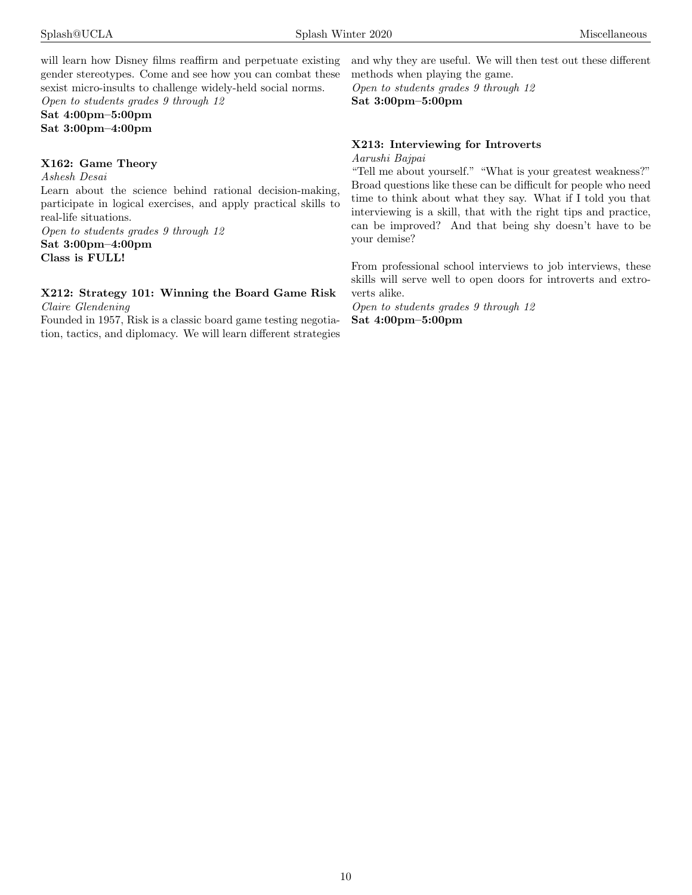will learn how Disney films reaffirm and perpetuate existing gender stereotypes. Come and see how you can combat these sexist micro-insults to challenge widely-held social norms.
*Open to students grades 9 through 12*
**Sat 4:00pm–5:00pm**
**Sat 3:00pm–4:00pm**

### X162: Game Theory

*Ashesh Desai*

Learn about the science behind rational decision-making, participate in logical exercises, and apply practical skills to real-life situations.
*Open to students grades 9 through 12*
**Sat 3:00pm–4:00pm**
**Class is FULL!**

### X212: Strategy 101: Winning the Board Game Risk

*Claire Glendening*

Founded in 1957, Risk is a classic board game testing negotiation, tactics, and diplomacy. We will learn different strategies and why they are useful. We will then test out these different methods when playing the game.
*Open to students grades 9 through 12*
**Sat 3:00pm–5:00pm**

### X213: Interviewing for Introverts

*Aarushi Bajpai*

"Tell me about yourself." "What is your greatest weakness?" Broad questions like these can be difficult for people who need time to think about what they say. What if I told you that interviewing is a skill, that with the right tips and practice, can be improved? And that being shy doesn't have to be your demise?

From professional school interviews to job interviews, these skills will serve well to open doors for introverts and extroverts alike.
*Open to students grades 9 through 12*
**Sat 4:00pm–5:00pm**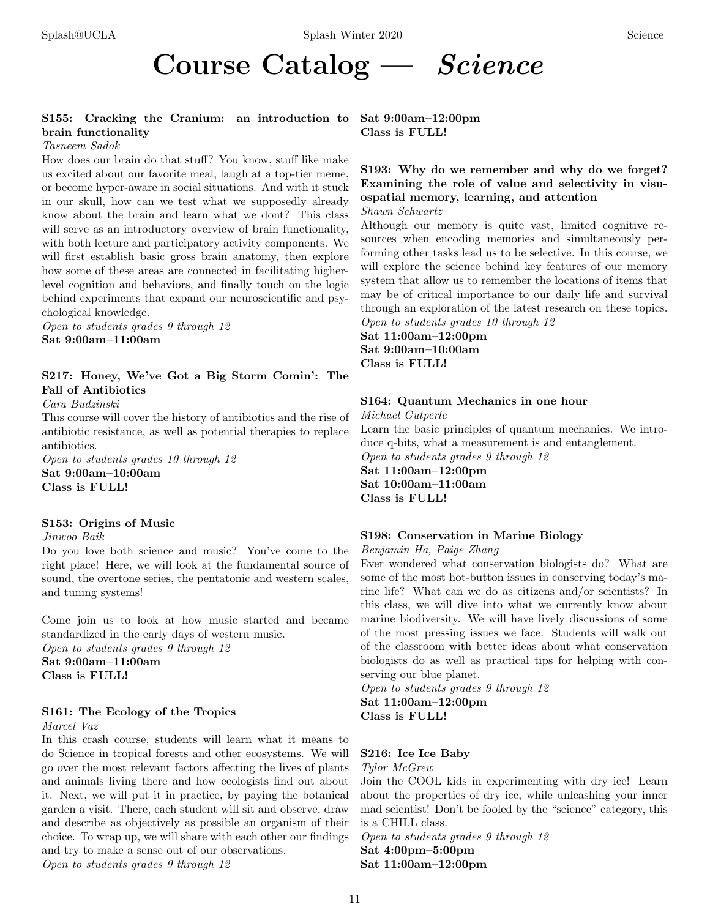# Course Catalog — *Science*

### S155: Cracking the Cranium: an introduction to brain functionality

*Tasneem Sadok*

How does our brain do that stuff? You know, stuff like make us excited about our favorite meal, laugh at a top-tier meme, or become hyper-aware in social situations. And with it stuck in our skull, how can we test what we supposedly already know about the brain and learn what we dont? This class will serve as an introductory overview of brain functionality, with both lecture and participatory activity components. We will first establish basic gross brain anatomy, then explore how some of these areas are connected in facilitating higher-level cognition and behaviors, and finally touch on the logic behind experiments that expand our neuroscientific and psychological knowledge.

*Open to students grades 9 through 12*

**Sat 9:00am–11:00am**

### S217: Honey, We've Got a Big Storm Comin': The Fall of Antibiotics

*Cara Budzinski*

This course will cover the history of antibiotics and the rise of antibiotic resistance, as well as potential therapies to replace antibiotics.

*Open to students grades 10 through 12*

**Sat 9:00am–10:00am**

**Class is FULL!**

### S153: Origins of Music

*Jinwoo Baik*

Do you love both science and music? You've come to the right place! Here, we will look at the fundamental source of sound, the overtone series, the pentatonic and western scales, and tuning systems!

Come join us to look at how music started and became standardized in the early days of western music.

*Open to students grades 9 through 12*

**Sat 9:00am–11:00am**

**Class is FULL!**

### S161: The Ecology of the Tropics

*Marcel Vaz*

In this crash course, students will learn what it means to do Science in tropical forests and other ecosystems. We will go over the most relevant factors affecting the lives of plants and animals living there and how ecologists find out about it. Next, we will put it in practice, by paying the botanical garden a visit. There, each student will sit and observe, draw and describe as objectively as possible an organism of their choice. To wrap up, we will share with each other our findings and try to make a sense out of our observations.

*Open to students grades 9 through 12*

**Sat 9:00am–12:00pm**

**Class is FULL!**

### S193: Why do we remember and why do we forget? Examining the role of value and selectivity in visuospatial memory, learning, and attention

*Shawn Schwartz*

Although our memory is quite vast, limited cognitive resources when encoding memories and simultaneously performing other tasks lead us to be selective. In this course, we will explore the science behind key features of our memory system that allow us to remember the locations of items that may be of critical importance to our daily life and survival through an exploration of the latest research on these topics.

*Open to students grades 10 through 12*

**Sat 11:00am–12:00pm**

**Sat 9:00am–10:00am**

**Class is FULL!**

### S164: Quantum Mechanics in one hour

*Michael Gutperle*

Learn the basic principles of quantum mechanics. We introduce q-bits, what a measurement is and entanglement.

*Open to students grades 9 through 12*

**Sat 11:00am–12:00pm**

**Sat 10:00am–11:00am**

**Class is FULL!**

### S198: Conservation in Marine Biology

*Benjamin Ha, Paige Zhang*

Ever wondered what conservation biologists do? What are some of the most hot-button issues in conserving today's marine life? What can we do as citizens and/or scientists? In this class, we will dive into what we currently know about marine biodiversity. We will have lively discussions of some of the most pressing issues we face. Students will walk out of the classroom with better ideas about what conservation biologists do as well as practical tips for helping with conserving our blue planet.

*Open to students grades 9 through 12*

**Sat 11:00am–12:00pm**

**Class is FULL!**

### S216: Ice Ice Baby

*Tylor McGrew*

Join the COOL kids in experimenting with dry ice! Learn about the properties of dry ice, while unleashing your inner mad scientist! Don't be fooled by the "science" category, this is a CHILL class.

*Open to students grades 9 through 12*

**Sat 4:00pm–5:00pm**

**Sat 11:00am–12:00pm**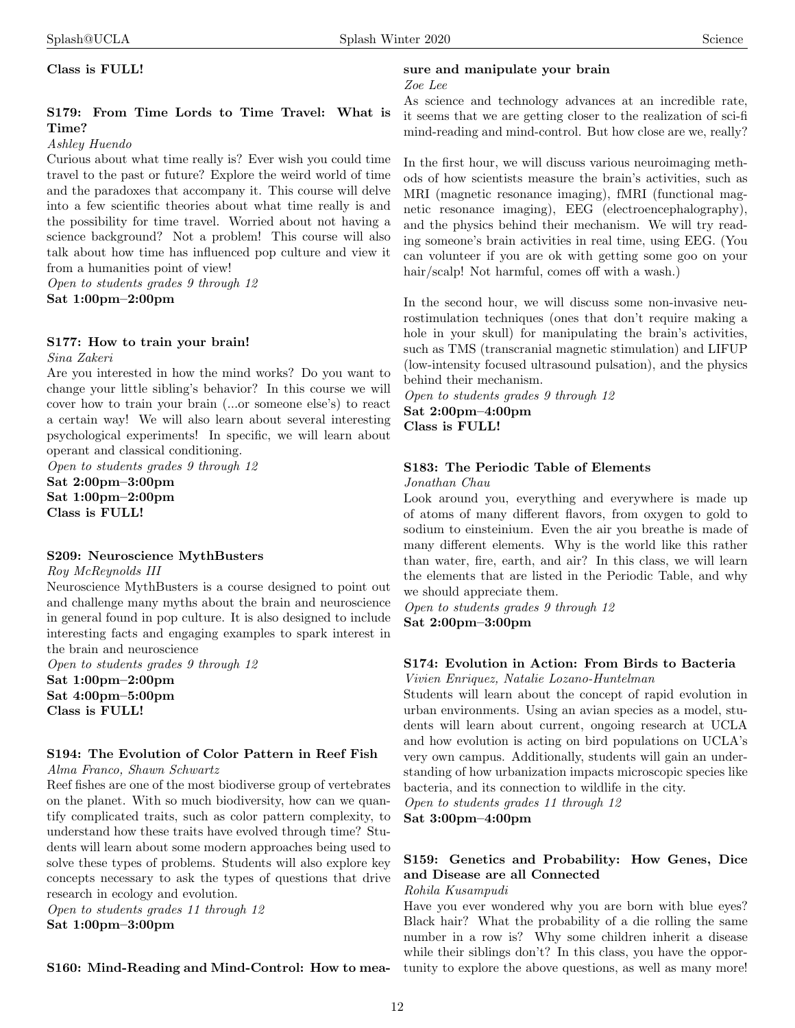**Class is FULL!**

### S179: From Time Lords to Time Travel: What is Time?

*Ashley Huendo*

Curious about what time really is? Ever wish you could time travel to the past or future? Explore the weird world of time and the paradoxes that accompany it. This course will delve into a few scientific theories about what time really is and the possibility for time travel. Worried about not having a science background? Not a problem! This course will also talk about how time has influenced pop culture and view it from a humanities point of view!

*Open to students grades 9 through 12*

**Sat 1:00pm–2:00pm**

### S177: How to train your brain!

*Sina Zakeri*

Are you interested in how the mind works? Do you want to change your little sibling's behavior? In this course we will cover how to train your brain (...or someone else's) to react a certain way! We will also learn about several interesting psychological experiments! In specific, we will learn about operant and classical conditioning.

*Open to students grades 9 through 12*

**Sat 2:00pm–3:00pm**
**Sat 1:00pm–2:00pm**
**Class is FULL!**

### S209: Neuroscience MythBusters

*Roy McReynolds III*

Neuroscience MythBusters is a course designed to point out and challenge many myths about the brain and neuroscience in general found in pop culture. It is also designed to include interesting facts and engaging examples to spark interest in the brain and neuroscience

*Open to students grades 9 through 12*

**Sat 1:00pm–2:00pm**
**Sat 4:00pm–5:00pm**
**Class is FULL!**

### S194: The Evolution of Color Pattern in Reef Fish

*Alma Franco, Shawn Schwartz*

Reef fishes are one of the most biodiverse group of vertebrates on the planet. With so much biodiversity, how can we quantify complicated traits, such as color pattern complexity, to understand how these traits have evolved through time? Students will learn about some modern approaches being used to solve these types of problems. Students will also explore key concepts necessary to ask the types of questions that drive research in ecology and evolution.

*Open to students grades 11 through 12*

**Sat 1:00pm–3:00pm**

### S160: Mind-Reading and Mind-Control: How to measure and manipulate your brain

*Zoe Lee*

As science and technology advances at an incredible rate, it seems that we are getting closer to the realization of sci-fi mind-reading and mind-control. But how close are we, really?

In the first hour, we will discuss various neuroimaging methods of how scientists measure the brain's activities, such as MRI (magnetic resonance imaging), fMRI (functional magnetic resonance imaging), EEG (electroencephalography), and the physics behind their mechanism. We will try reading someone's brain activities in real time, using EEG. (You can volunteer if you are ok with getting some goo on your hair/scalp! Not harmful, comes off with a wash.)

In the second hour, we will discuss some non-invasive neurostimulation techniques (ones that don't require making a hole in your skull) for manipulating the brain's activities, such as TMS (transcranial magnetic stimulation) and LIFUP (low-intensity focused ultrasound pulsation), and the physics behind their mechanism.

*Open to students grades 9 through 12*

**Sat 2:00pm–4:00pm**
**Class is FULL!**

### S183: The Periodic Table of Elements

*Jonathan Chau*

Look around you, everything and everywhere is made up of atoms of many different flavors, from oxygen to gold to sodium to einsteinium. Even the air you breathe is made of many different elements. Why is the world like this rather than water, fire, earth, and air? In this class, we will learn the elements that are listed in the Periodic Table, and why we should appreciate them.

*Open to students grades 9 through 12*

**Sat 2:00pm–3:00pm**

### S174: Evolution in Action: From Birds to Bacteria

*Vivien Enriquez, Natalie Lozano-Huntelman*

Students will learn about the concept of rapid evolution in urban environments. Using an avian species as a model, students will learn about current, ongoing research at UCLA and how evolution is acting on bird populations on UCLA's very own campus. Additionally, students will gain an understanding of how urbanization impacts microscopic species like bacteria, and its connection to wildlife in the city.

*Open to students grades 11 through 12*

**Sat 3:00pm–4:00pm**

### S159: Genetics and Probability: How Genes, Dice and Disease are all Connected

*Rohila Kusampudi*

Have you ever wondered why you are born with blue eyes? Black hair? What the probability of a die rolling the same number in a row is? Why some children inherit a disease while their siblings don't? In this class, you have the opportunity to explore the above questions, as well as many more!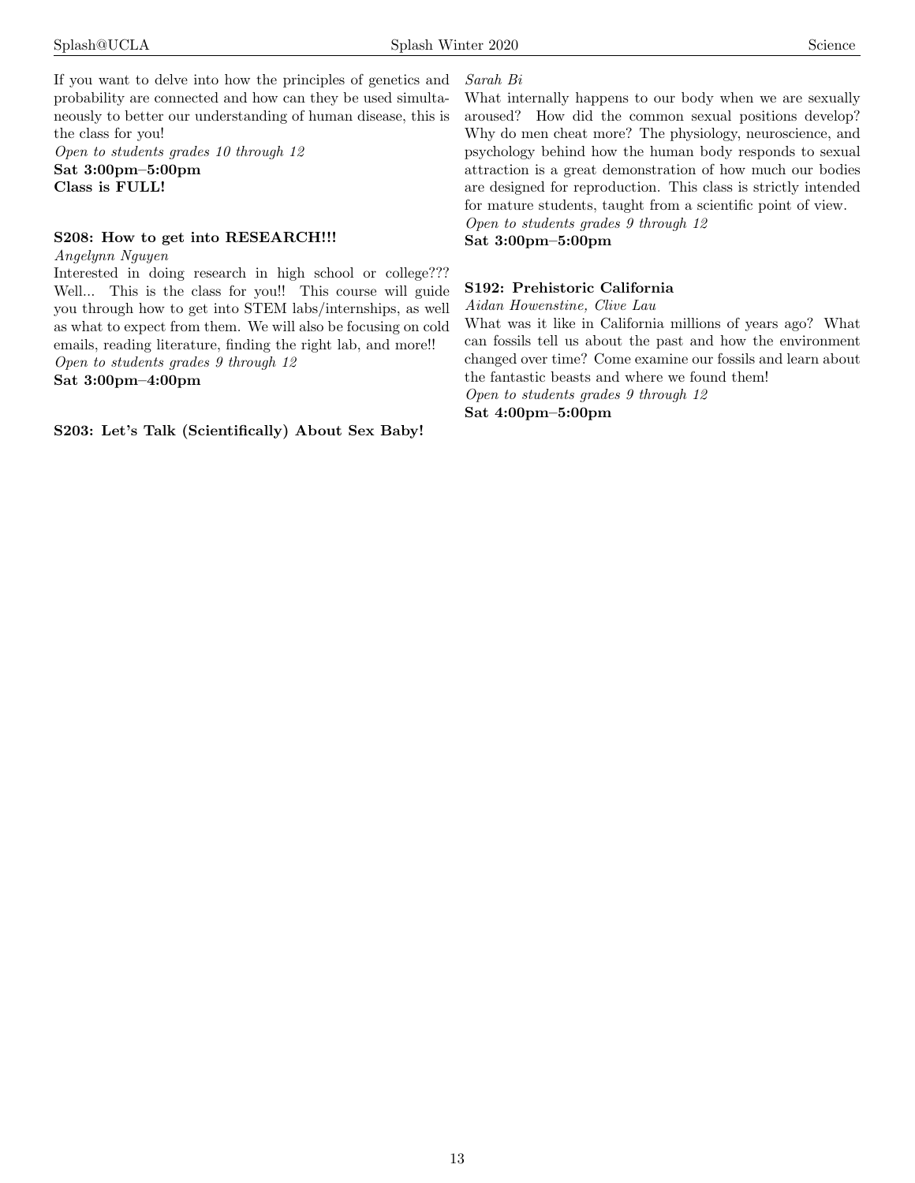If you want to delve into how the principles of genetics and probability are connected and how can they be used simultaneously to better our understanding of human disease, this is the class for you!

*Open to students grades 10 through 12*

**Sat 3:00pm–5:00pm**

**Class is FULL!**

### S208: How to get into RESEARCH!!!

*Angelynn Nguyen*

Interested in doing research in high school or college??? Well... This is the class for you!! This course will guide you through how to get into STEM labs/internships, as well as what to expect from them. We will also be focusing on cold emails, reading literature, finding the right lab, and more!!

*Open to students grades 9 through 12*

**Sat 3:00pm–4:00pm**

### S203: Let's Talk (Scientifically) About Sex Baby!

*Sarah Bi*

What internally happens to our body when we are sexually aroused? How did the common sexual positions develop? Why do men cheat more? The physiology, neuroscience, and psychology behind how the human body responds to sexual attraction is a great demonstration of how much our bodies are designed for reproduction. This class is strictly intended for mature students, taught from a scientific point of view.

*Open to students grades 9 through 12*

**Sat 3:00pm–5:00pm**

### S192: Prehistoric California

*Aidan Howenstine, Clive Lau*

What was it like in California millions of years ago? What can fossils tell us about the past and how the environment changed over time? Come examine our fossils and learn about the fantastic beasts and where we found them!

*Open to students grades 9 through 12*

**Sat 4:00pm–5:00pm**